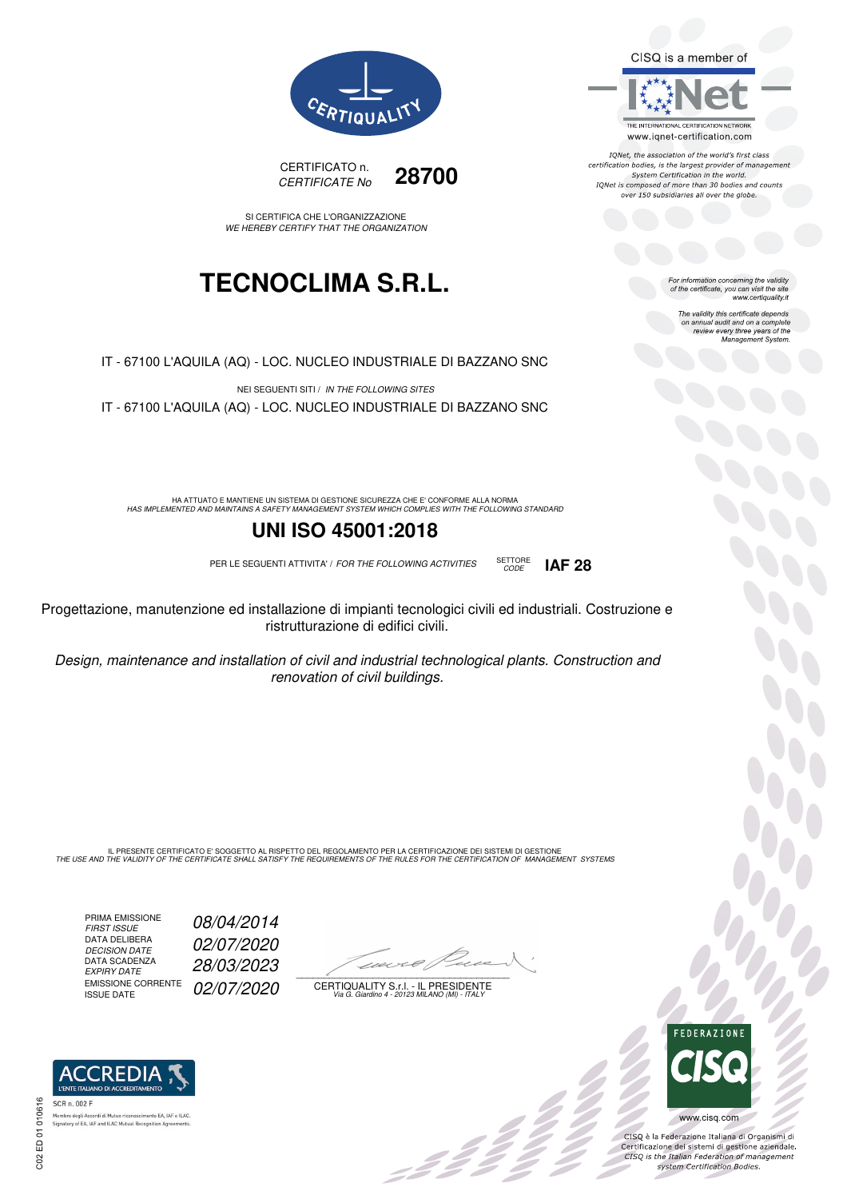CERTIQUALITY

CISQ is a member of

IQNet

THE INTERNATIONAL CERTIFICATION NETWORK
www.iqnet-certification.com

*IQNet, the association of the world's first class certification bodies, is the largest provider of management System Certification in the world. IQNet is composed of more than 30 bodies and counts over 150 subsidiaries all over the globe.*

CERTIFICATO n.
*CERTIFICATE No* **28700**

SI CERTIFICA CHE L'ORGANIZZAZIONE
*WE HEREBY CERTIFY THAT THE ORGANIZATION*

# TECNOCLIMA S.R.L.

*For information concerning the validity of the certificate, you can visit the site www.certiquality.it*

*The validity this certificate depends on annual audit and on a complete review every three years of the Management System.*

IT - 67100 L'AQUILA (AQ) - LOC. NUCLEO INDUSTRIALE DI BAZZANO SNC

NEI SEGUENTI SITI / *IN THE FOLLOWING SITES*

IT - 67100 L'AQUILA (AQ) - LOC. NUCLEO INDUSTRIALE DI BAZZANO SNC

HA ATTUATO E MANTIENE UN SISTEMA DI GESTIONE SICUREZZA CHE E' CONFORME ALLA NORMA
*HAS IMPLEMENTED AND MAINTAINS A SAFETY MANAGEMENT SYSTEM WHICH COMPLIES WITH THE FOLLOWING STANDARD*

## UNI ISO 45001:2018

PER LE SEGUENTI ATTIVITA' / *FOR THE FOLLOWING ACTIVITIES* SETTORE *CODE* **IAF 28**

Progettazione, manutenzione ed installazione di impianti tecnologici civili ed industriali. Costruzione e ristrutturazione di edifici civili.

*Design, maintenance and installation of civil and industrial technological plants. Construction and renovation of civil buildings.*

IL PRESENTE CERTIFICATO E' SOGGETTO AL RISPETTO DEL REGOLAMENTO PER LA CERTIFICAZIONE DEI SISTEMI DI GESTIONE
*THE USE AND THE VALIDITY OF THE CERTIFICATE SHALL SATISFY THE REQUIREMENTS OF THE RULES FOR THE CERTIFICATION OF MANAGEMENT SYSTEMS*

| | |
|---|---|
| PRIMA EMISSIONE *FIRST ISSUE* | *08/04/2014* |
| DATA DELIBERA *DECISION DATE* | *02/07/2020* |
| DATA SCADENZA *EXPIRY DATE* | *28/03/2023* |
| EMISSIONE CORRENTE *ISSUE DATE* | *02/07/2020* |

CERTIQUALITY S.r.l. - IL PRESIDENTE
*Via G. Giardino 4 - 20123 MILANO (MI) - ITALY*

ACCREDIA
L'ENTE ITALIANO DI ACCREDITAMENTO

SCR n. 002 F

Membro degli Accordi di Mutuo riconoscimento EA, IAF e ILAC.
Signatory of EA, IAF and ILAC Mutual Recognition Agreements.

FEDERAZIONE CISQ

www.cisq.com

CISQ è la Federazione Italiana di Organismi di Certificazione dei sistemi di gestione aziendale.
*CISQ is the Italian Federation of management system Certification Bodies.*

C02 ED 01 010616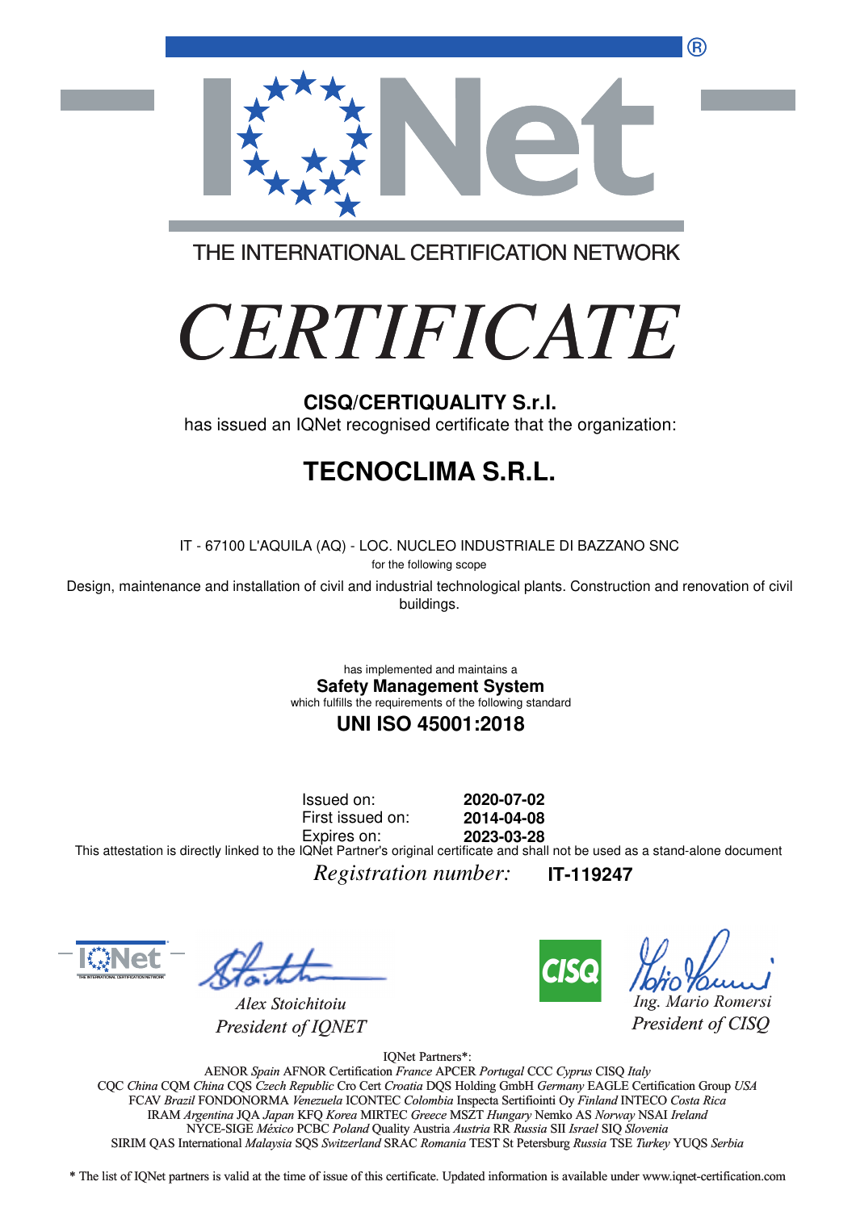THE INTERNATIONAL CERTIFICATION NETWORK

# *CERTIFICATE*

**CISQ/CERTIQUALITY S.r.l.**

has issued an IQNet recognised certificate that the organization:

## TECNOCLIMA S.R.L.

IT - 67100 L'AQUILA (AQ) - LOC. NUCLEO INDUSTRIALE DI BAZZANO SNC

for the following scope

Design, maintenance and installation of civil and industrial technological plants. Construction and renovation of civil buildings.

has implemented and maintains a

**Safety Management System**

which fulfills the requirements of the following standard

**UNI ISO 45001:2018**

| | |
|---|---|
| Issued on: | **2020-07-02** |
| First issued on: | **2014-04-08** |
| Expires on: | **2023-03-28** |

This attestation is directly linked to the IQNet Partner's original certificate and shall not be used as a stand-alone document

*Registration number:* **IT-119247**

*Alex Stoichitoiu*
*President of IQNET*

*Ing. Mario Romersi*
*President of CISQ*

IQNet Partners*:

AENOR *Spain* AFNOR Certification *France* APCER *Portugal* CCC *Cyprus* CISQ *Italy*
CQC *China* CQM *China* CQS *Czech Republic* Cro Cert *Croatia* DQS Holding GmbH *Germany* EAGLE Certification Group *USA*
FCAV *Brazil* FONDONORMA *Venezuela* ICONTEC *Colombia* Inspecta Sertifiointi Oy *Finland* INTECO *Costa Rica*
IRAM *Argentina* JQA *Japan* KFQ *Korea* MIRTEC *Greece* MSZT *Hungary* Nemko AS *Norway* NSAI *Ireland*
NYCE-SIGE *México* PCBC *Poland* Quality Austria *Austria* RR *Russia* SII *Israel* SIQ *Slovenia*
SIRIM QAS International *Malaysia* SQS *Switzerland* SRAC *Romania* TEST St Petersburg *Russia* TSE *Turkey* YUQS *Serbia*

\* The list of IQNet partners is valid at the time of issue of this certificate. Updated information is available under www.iqnet-certification.com